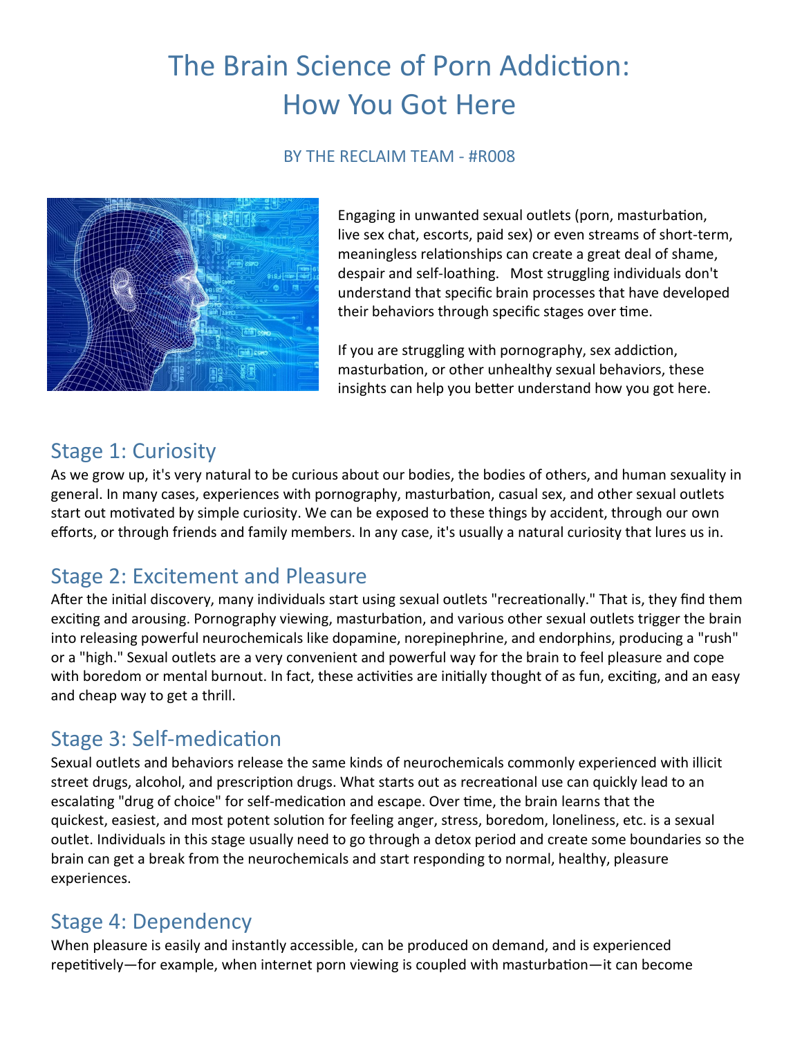# The Brain Science of Porn Addiction: How You Got Here

BY THE RECLAIM TEAM - #R008

Engaging in unwanted sexual outlets (porn, masturbation, live sex chat, escorts, paid sex) or even streams of short-term, meaningless relationships can create a great deal of shame, despair and self-loathing. Most struggling individuals don't understand that specific brain processes that have developed their behaviors through specific stages over time.

If you are struggling with pornography, sex addiction, masturbation, or other unhealthy sexual behaviors, these insights can help you better understand how you got here.

## Stage 1: Curiosity

As we grow up, it's very natural to be curious about our bodies, the bodies of others, and human sexuality in general. In many cases, experiences with pornography, masturbation, casual sex, and other sexual outlets start out motivated by simple curiosity. We can be exposed to these things by accident, through our own efforts, or through friends and family members. In any case, it's usually a natural curiosity that lures us in.

## Stage 2: Excitement and Pleasure

After the initial discovery, many individuals start using sexual outlets "recreationally." That is, they find them exciting and arousing. Pornography viewing, masturbation, and various other sexual outlets trigger the brain into releasing powerful neurochemicals like dopamine, norepinephrine, and endorphins, producing a "rush" or a "high." Sexual outlets are a very convenient and powerful way for the brain to feel pleasure and cope with boredom or mental burnout. In fact, these activities are initially thought of as fun, exciting, and an easy and cheap way to get a thrill.

## Stage 3: Self-medication

Sexual outlets and behaviors release the same kinds of neurochemicals commonly experienced with illicit street drugs, alcohol, and prescription drugs. What starts out as recreational use can quickly lead to an escalating "drug of choice" for self-medication and escape. Over time, the brain learns that the quickest, easiest, and most potent solution for feeling anger, stress, boredom, loneliness, etc. is a sexual outlet. Individuals in this stage usually need to go through a detox period and create some boundaries so the brain can get a break from the neurochemicals and start responding to normal, healthy, pleasure experiences.

## Stage 4: Dependency

When pleasure is easily and instantly accessible, can be produced on demand, and is experienced repetitively—for example, when internet porn viewing is coupled with masturbation—it can become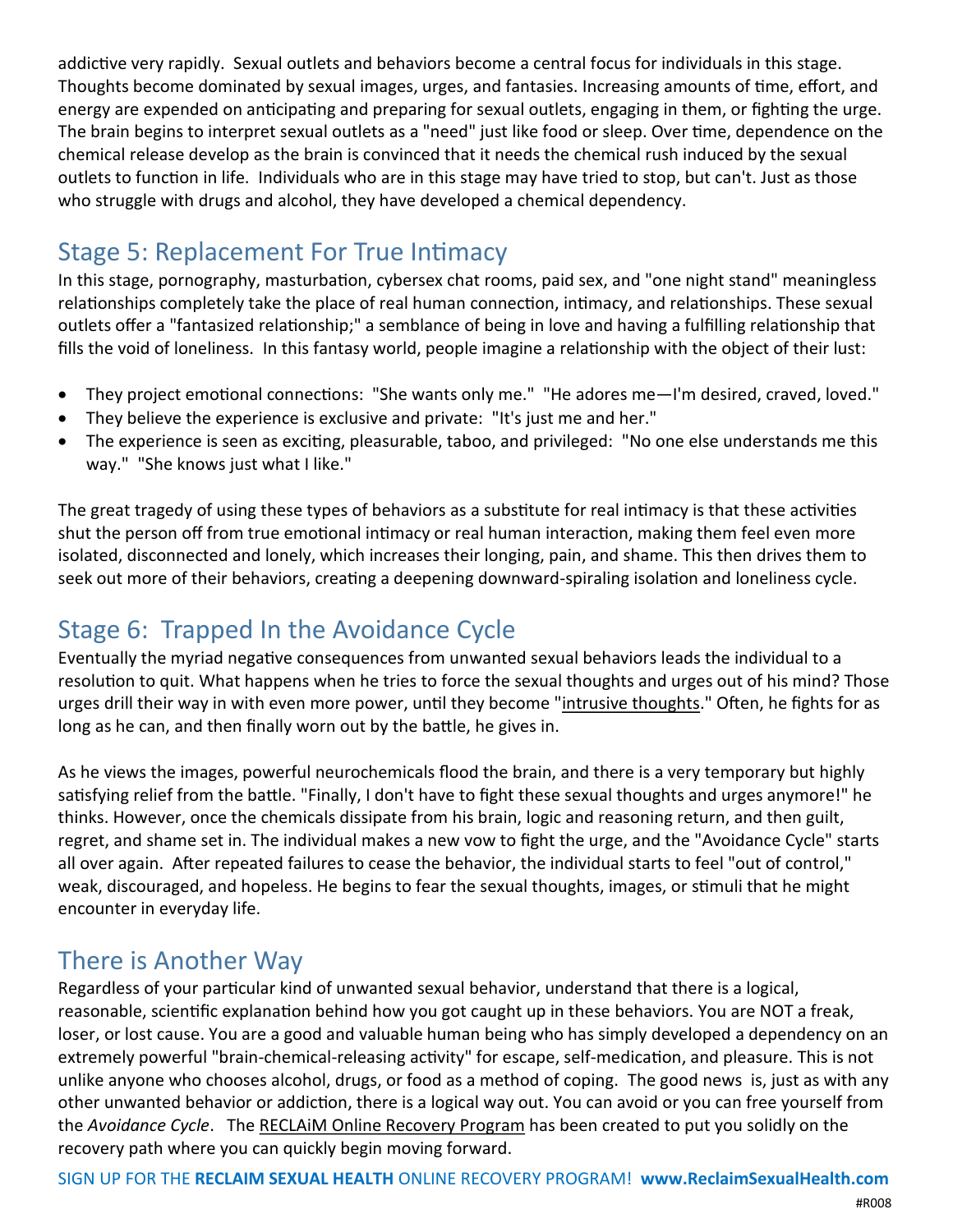addictive very rapidly. Sexual outlets and behaviors become a central focus for individuals in this stage. Thoughts become dominated by sexual images, urges, and fantasies. Increasing amounts of time, effort, and energy are expended on anticipating and preparing for sexual outlets, engaging in them, or fighting the urge. The brain begins to interpret sexual outlets as a "need" just like food or sleep. Over time, dependence on the chemical release develop as the brain is convinced that it needs the chemical rush induced by the sexual outlets to function in life. Individuals who are in this stage may have tried to stop, but can't. Just as those who struggle with drugs and alcohol, they have developed a chemical dependency.

## Stage 5: Replacement For True Intimacy

In this stage, pornography, masturbation, cybersex chat rooms, paid sex, and "one night stand" meaningless relationships completely take the place of real human connection, intimacy, and relationships. These sexual outlets offer a "fantasized relationship;" a semblance of being in love and having a fulfilling relationship that fills the void of loneliness. In this fantasy world, people imagine a relationship with the object of their lust:

- They project emotional connections: "She wants only me." "He adores me—I'm desired, craved, loved."
- They believe the experience is exclusive and private: "It's just me and her."
- The experience is seen as exciting, pleasurable, taboo, and privileged: "No one else understands me this way." "She knows just what I like."

The great tragedy of using these types of behaviors as a substitute for real intimacy is that these activities shut the person off from true emotional intimacy or real human interaction, making them feel even more isolated, disconnected and lonely, which increases their longing, pain, and shame. This then drives them to seek out more of their behaviors, creating a deepening downward-spiraling isolation and loneliness cycle.

## Stage 6: Trapped In the Avoidance Cycle

Eventually the myriad negative consequences from unwanted sexual behaviors leads the individual to a resolution to quit. What happens when he tries to force the sexual thoughts and urges out of his mind? Those urges drill their way in with even more power, until they become "intrusive thoughts." Often, he fights for as long as he can, and then finally worn out by the battle, he gives in.

As he views the images, powerful neurochemicals flood the brain, and there is a very temporary but highly satisfying relief from the battle. "Finally, I don't have to fight these sexual thoughts and urges anymore!" he thinks. However, once the chemicals dissipate from his brain, logic and reasoning return, and then guilt, regret, and shame set in. The individual makes a new vow to fight the urge, and the "Avoidance Cycle" starts all over again. After repeated failures to cease the behavior, the individual starts to feel "out of control," weak, discouraged, and hopeless. He begins to fear the sexual thoughts, images, or stimuli that he might encounter in everyday life.

## There is Another Way

Regardless of your particular kind of unwanted sexual behavior, understand that there is a logical, reasonable, scientific explanation behind how you got caught up in these behaviors. You are NOT a freak, loser, or lost cause. You are a good and valuable human being who has simply developed a dependency on an extremely powerful "brain-chemical-releasing activity" for escape, self-medication, and pleasure. This is not unlike anyone who chooses alcohol, drugs, or food as a method of coping. The good news is, just as with any other unwanted behavior or addiction, there is a logical way out. You can avoid or you can free yourself from the *Avoidance Cycle*. The RECLAiM Online Recovery Program has been created to put you solidly on the recovery path where you can quickly begin moving forward.

SIGN UP FOR THE **RECLAIM SEXUAL HEALTH** ONLINE RECOVERY PROGRAM! **www.ReclaimSexualHealth.com**

#R008